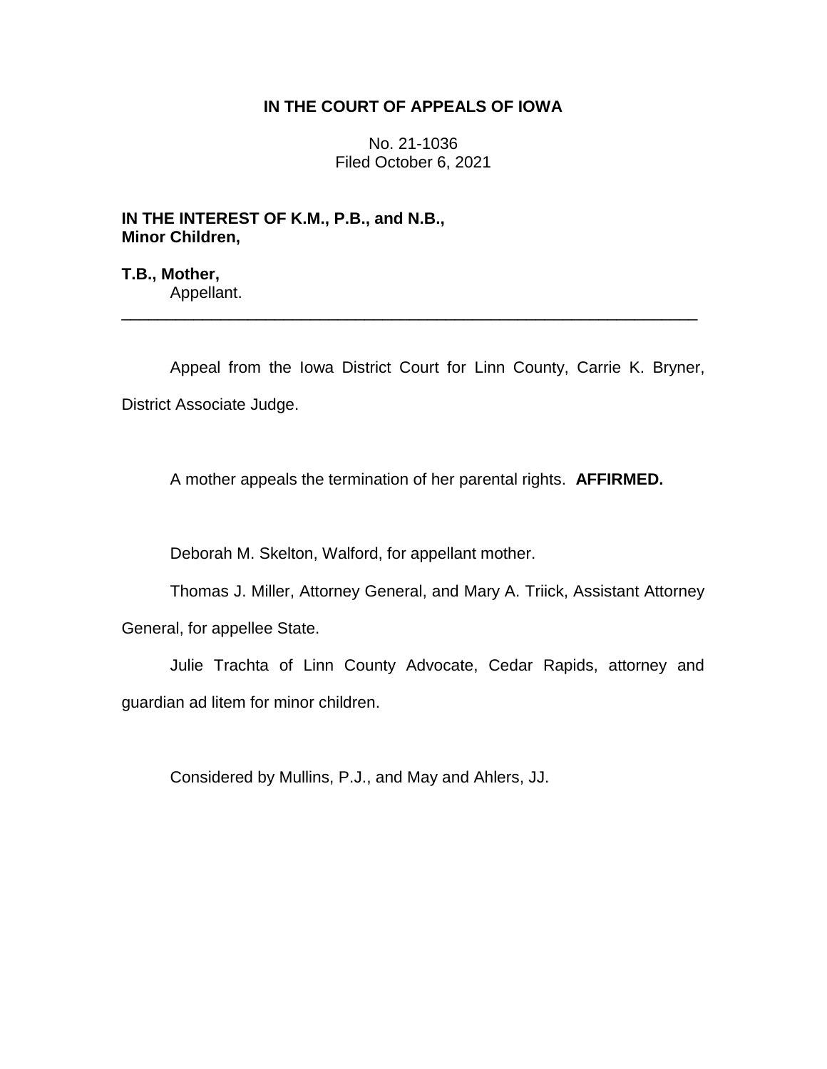# IN THE COURT OF APPEALS OF IOWA

No. 21-1036
Filed October 6, 2021

**IN THE INTEREST OF K.M., P.B., and N.B.,**
**Minor Children,**

**T.B., Mother,**
Appellant.

---

Appeal from the Iowa District Court for Linn County, Carrie K. Bryner, District Associate Judge.

A mother appeals the termination of her parental rights. **AFFIRMED.**

Deborah M. Skelton, Walford, for appellant mother.

Thomas J. Miller, Attorney General, and Mary A. Triick, Assistant Attorney General, for appellee State.

Julie Trachta of Linn County Advocate, Cedar Rapids, attorney and guardian ad litem for minor children.

Considered by Mullins, P.J., and May and Ahlers, JJ.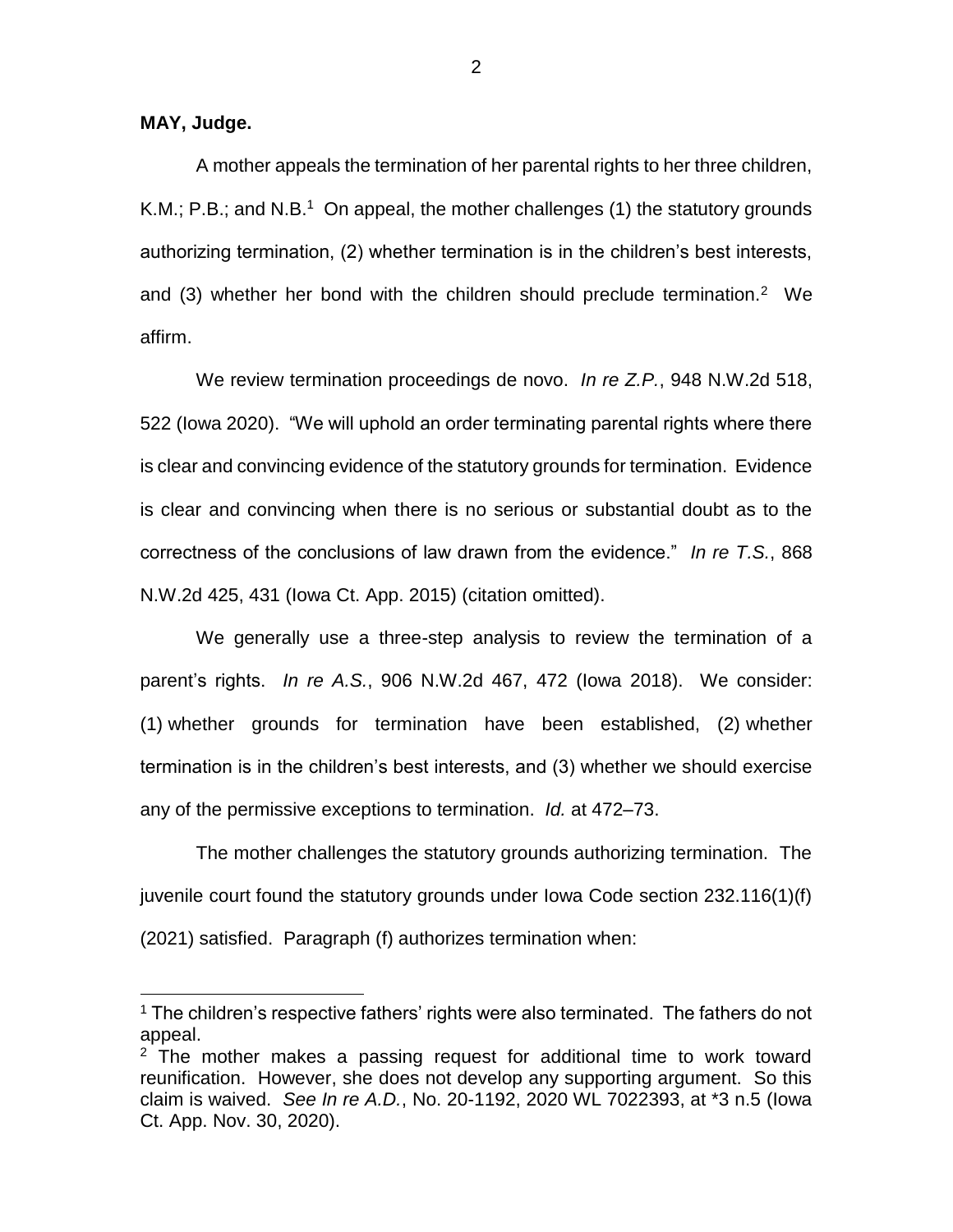**MAY, Judge.**

A mother appeals the termination of her parental rights to her three children, K.M.; P.B.; and N.B.[1] On appeal, the mother challenges (1) the statutory grounds authorizing termination, (2) whether termination is in the children's best interests, and (3) whether her bond with the children should preclude termination.[2] We affirm.

We review termination proceedings de novo. *In re Z.P.*, 948 N.W.2d 518, 522 (Iowa 2020). "We will uphold an order terminating parental rights where there is clear and convincing evidence of the statutory grounds for termination. Evidence is clear and convincing when there is no serious or substantial doubt as to the correctness of the conclusions of law drawn from the evidence." *In re T.S.*, 868 N.W.2d 425, 431 (Iowa Ct. App. 2015) (citation omitted).

We generally use a three-step analysis to review the termination of a parent's rights. *In re A.S.*, 906 N.W.2d 467, 472 (Iowa 2018). We consider: (1) whether grounds for termination have been established, (2) whether termination is in the children's best interests, and (3) whether we should exercise any of the permissive exceptions to termination. *Id.* at 472–73.

The mother challenges the statutory grounds authorizing termination. The juvenile court found the statutory grounds under Iowa Code section 232.116(1)(f) (2021) satisfied. Paragraph (f) authorizes termination when:

---

[1] The children's respective fathers' rights were also terminated. The fathers do not appeal.

[2] The mother makes a passing request for additional time to work toward reunification. However, she does not develop any supporting argument. So this claim is waived. *See In re A.D.*, No. 20-1192, 2020 WL 7022393, at *3 n.5 (Iowa Ct. App. Nov. 30, 2020).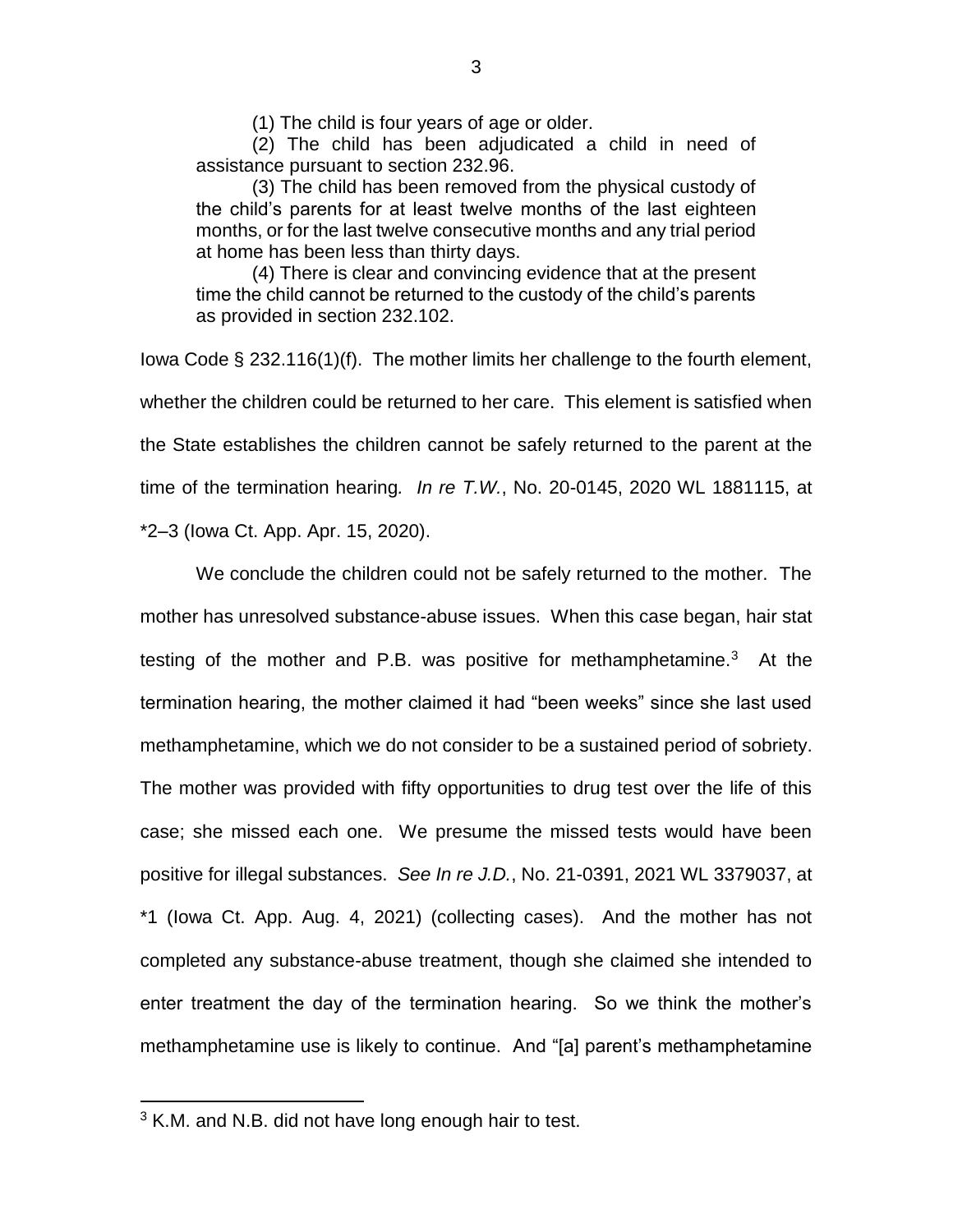> (1) The child is four years of age or older.
>
> (2) The child has been adjudicated a child in need of assistance pursuant to section 232.96.
>
> (3) The child has been removed from the physical custody of the child's parents for at least twelve months of the last eighteen months, or for the last twelve consecutive months and any trial period at home has been less than thirty days.
>
> (4) There is clear and convincing evidence that at the present time the child cannot be returned to the custody of the child's parents as provided in section 232.102.

Iowa Code § 232.116(1)(f). The mother limits her challenge to the fourth element, whether the children could be returned to her care. This element is satisfied when the State establishes the children cannot be safely returned to the parent at the time of the termination hearing. *In re T.W.*, No. 20-0145, 2020 WL 1881115, at \*2–3 (Iowa Ct. App. Apr. 15, 2020).

We conclude the children could not be safely returned to the mother. The mother has unresolved substance-abuse issues. When this case began, hair stat testing of the mother and P.B. was positive for methamphetamine.[3] At the termination hearing, the mother claimed it had "been weeks" since she last used methamphetamine, which we do not consider to be a sustained period of sobriety. The mother was provided with fifty opportunities to drug test over the life of this case; she missed each one. We presume the missed tests would have been positive for illegal substances. *See In re J.D.*, No. 21-0391, 2021 WL 3379037, at \*1 (Iowa Ct. App. Aug. 4, 2021) (collecting cases). And the mother has not completed any substance-abuse treatment, though she claimed she intended to enter treatment the day of the termination hearing. So we think the mother's methamphetamine use is likely to continue. And "[a] parent's methamphetamine

---

[3] K.M. and N.B. did not have long enough hair to test.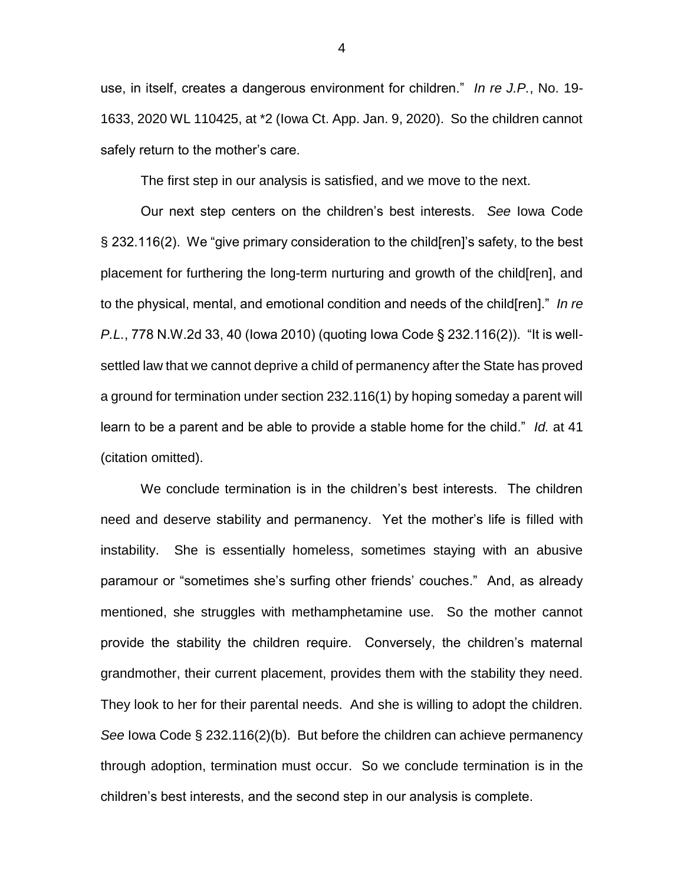use, in itself, creates a dangerous environment for children." *In re J.P.*, No. 19-1633, 2020 WL 110425, at *2 (Iowa Ct. App. Jan. 9, 2020). So the children cannot safely return to the mother's care.

The first step in our analysis is satisfied, and we move to the next.

Our next step centers on the children's best interests. *See* Iowa Code § 232.116(2). We "give primary consideration to the child[ren]'s safety, to the best placement for furthering the long-term nurturing and growth of the child[ren], and to the physical, mental, and emotional condition and needs of the child[ren]." *In re P.L.*, 778 N.W.2d 33, 40 (Iowa 2010) (quoting Iowa Code § 232.116(2)). "It is well-settled law that we cannot deprive a child of permanency after the State has proved a ground for termination under section 232.116(1) by hoping someday a parent will learn to be a parent and be able to provide a stable home for the child." *Id.* at 41 (citation omitted).

We conclude termination is in the children's best interests. The children need and deserve stability and permanency. Yet the mother's life is filled with instability. She is essentially homeless, sometimes staying with an abusive paramour or "sometimes she's surfing other friends' couches." And, as already mentioned, she struggles with methamphetamine use. So the mother cannot provide the stability the children require. Conversely, the children's maternal grandmother, their current placement, provides them with the stability they need. They look to her for their parental needs. And she is willing to adopt the children. *See* Iowa Code § 232.116(2)(b). But before the children can achieve permanency through adoption, termination must occur. So we conclude termination is in the children's best interests, and the second step in our analysis is complete.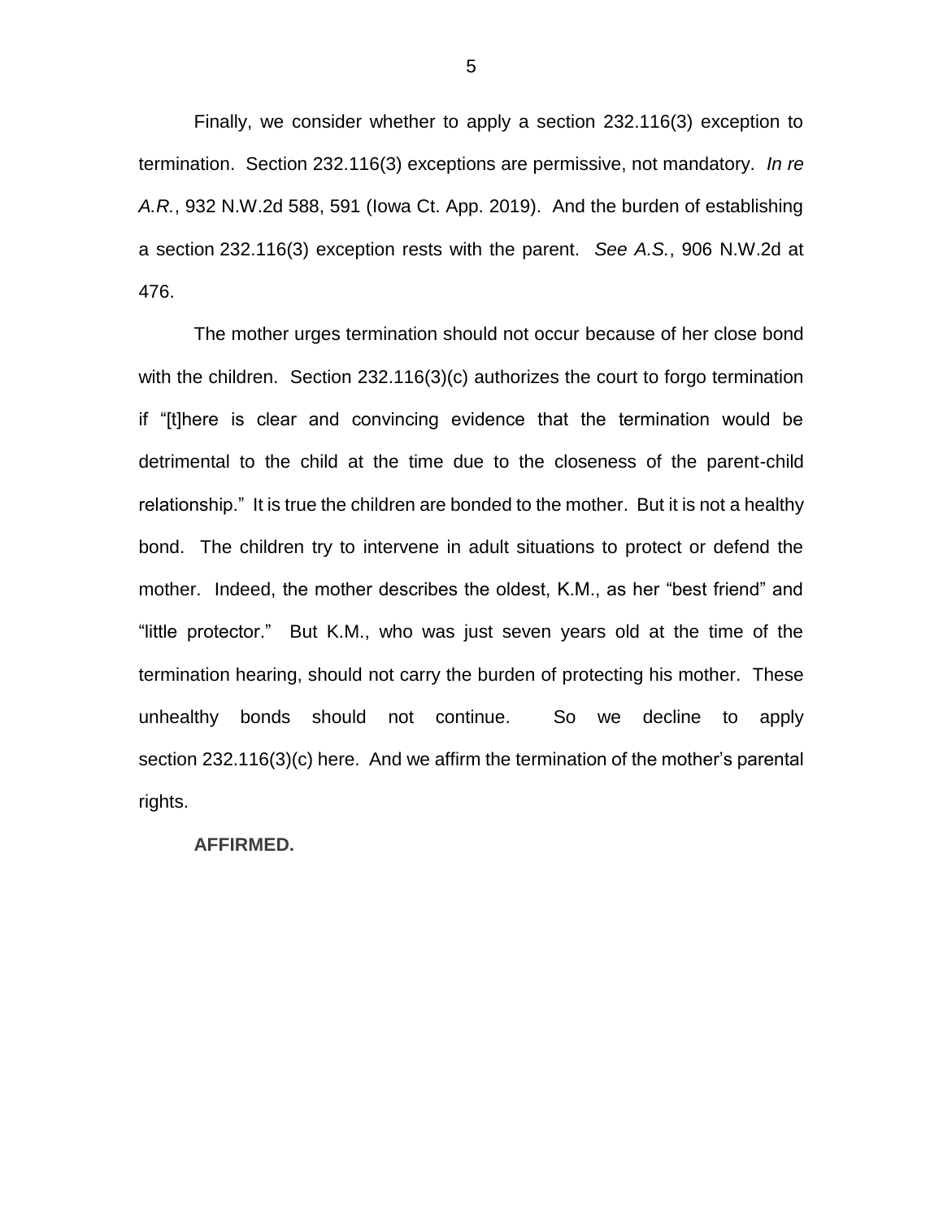Finally, we consider whether to apply a section 232.116(3) exception to termination. Section 232.116(3) exceptions are permissive, not mandatory. *In re A.R.*, 932 N.W.2d 588, 591 (Iowa Ct. App. 2019). And the burden of establishing a section 232.116(3) exception rests with the parent. *See A.S.*, 906 N.W.2d at 476.

The mother urges termination should not occur because of her close bond with the children. Section 232.116(3)(c) authorizes the court to forgo termination if "[t]here is clear and convincing evidence that the termination would be detrimental to the child at the time due to the closeness of the parent-child relationship." It is true the children are bonded to the mother. But it is not a healthy bond. The children try to intervene in adult situations to protect or defend the mother. Indeed, the mother describes the oldest, K.M., as her "best friend" and "little protector." But K.M., who was just seven years old at the time of the termination hearing, should not carry the burden of protecting his mother. These unhealthy bonds should not continue. So we decline to apply section 232.116(3)(c) here. And we affirm the termination of the mother's parental rights.

**AFFIRMED.**